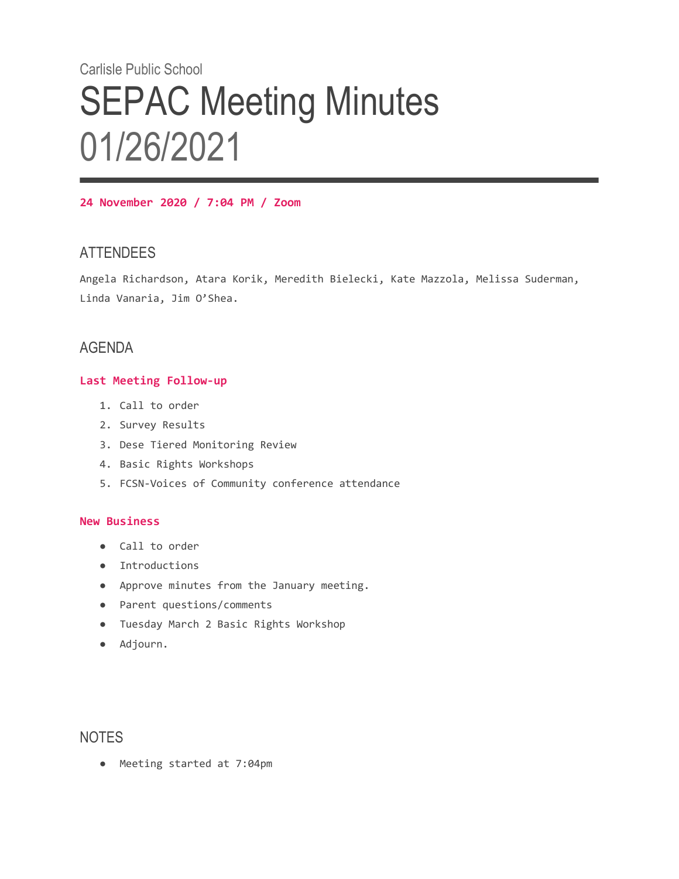Carlisle Public School

# SEPAC Meeting Minutes 01/26/2021

**24 November 2020 / 7:04 PM / Zoom**

## ATTENDEES

Angela Richardson, Atara Korik, Meredith Bielecki, Kate Mazzola, Melissa Suderman, Linda Vanaria, Jim O'Shea.

## AGENDA

### Last Meeting Follow-up

1. Call to order
2. Survey Results
3. Dese Tiered Monitoring Review
4. Basic Rights Workshops
5. FCSN-Voices of Community conference attendance

### New Business

- Call to order
- Introductions
- Approve minutes from the January meeting.
- Parent questions/comments
- Tuesday March 2 Basic Rights Workshop
- Adjourn.

## NOTES

- Meeting started at 7:04pm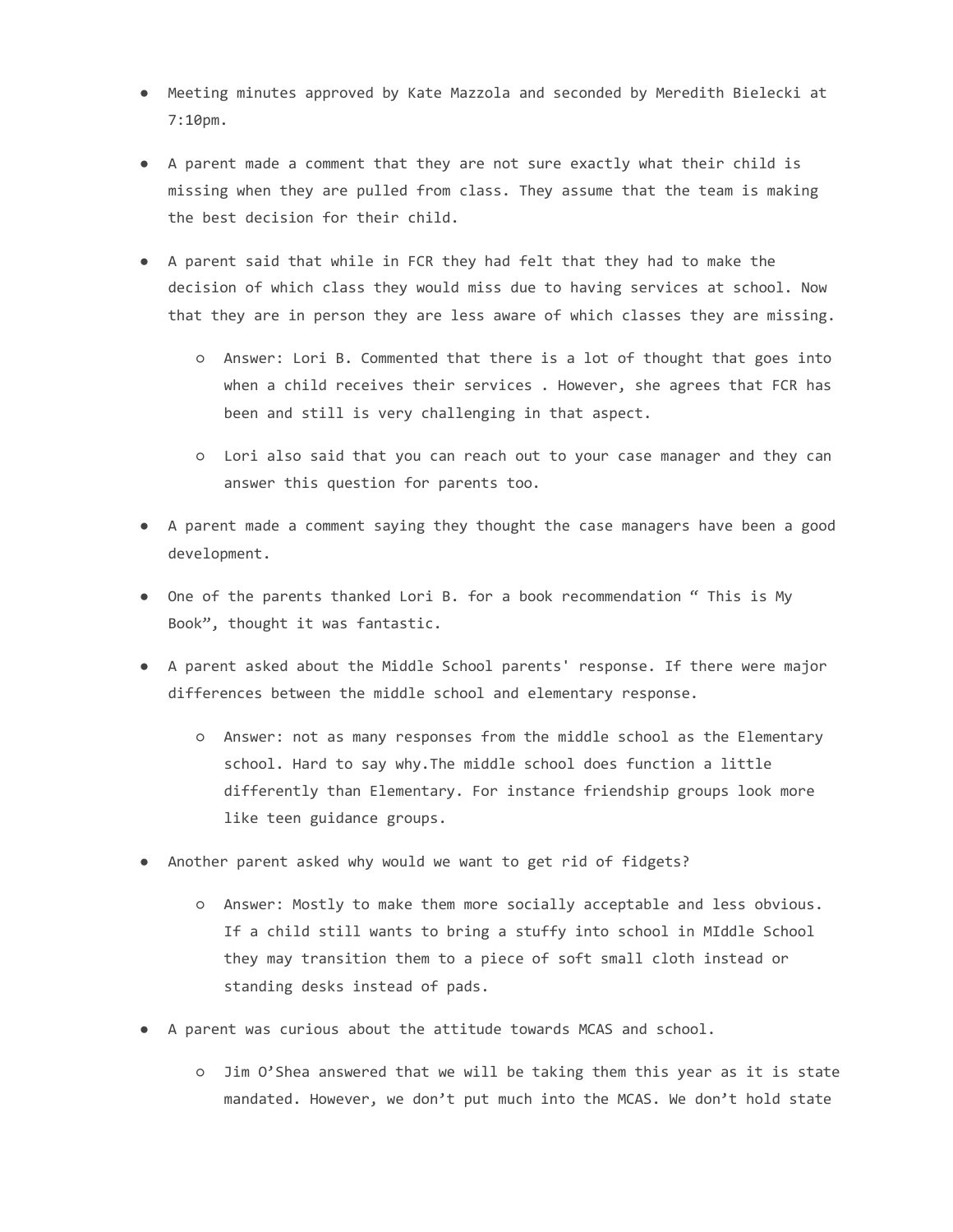- Meeting minutes approved by Kate Mazzola and seconded by Meredith Bielecki at 7:10pm.
- A parent made a comment that they are not sure exactly what their child is missing when they are pulled from class. They assume that the team is making the best decision for their child.
- A parent said that while in FCR they had felt that they had to make the decision of which class they would miss due to having services at school. Now that they are in person they are less aware of which classes they are missing.
  - Answer: Lori B. Commented that there is a lot of thought that goes into when a child receives their services . However, she agrees that FCR has been and still is very challenging in that aspect.
  - Lori also said that you can reach out to your case manager and they can answer this question for parents too.
- A parent made a comment saying they thought the case managers have been a good development.
- One of the parents thanked Lori B. for a book recommendation " This is My Book", thought it was fantastic.
- A parent asked about the Middle School parents' response. If there were major differences between the middle school and elementary response.
  - Answer: not as many responses from the middle school as the Elementary school. Hard to say why.The middle school does function a little differently than Elementary. For instance friendship groups look more like teen guidance groups.
- Another parent asked why would we want to get rid of fidgets?
  - Answer: Mostly to make them more socially acceptable and less obvious. If a child still wants to bring a stuffy into school in MIddle School they may transition them to a piece of soft small cloth instead or standing desks instead of pads.
- A parent was curious about the attitude towards MCAS and school.
  - Jim O'Shea answered that we will be taking them this year as it is state mandated. However, we don't put much into the MCAS. We don't hold state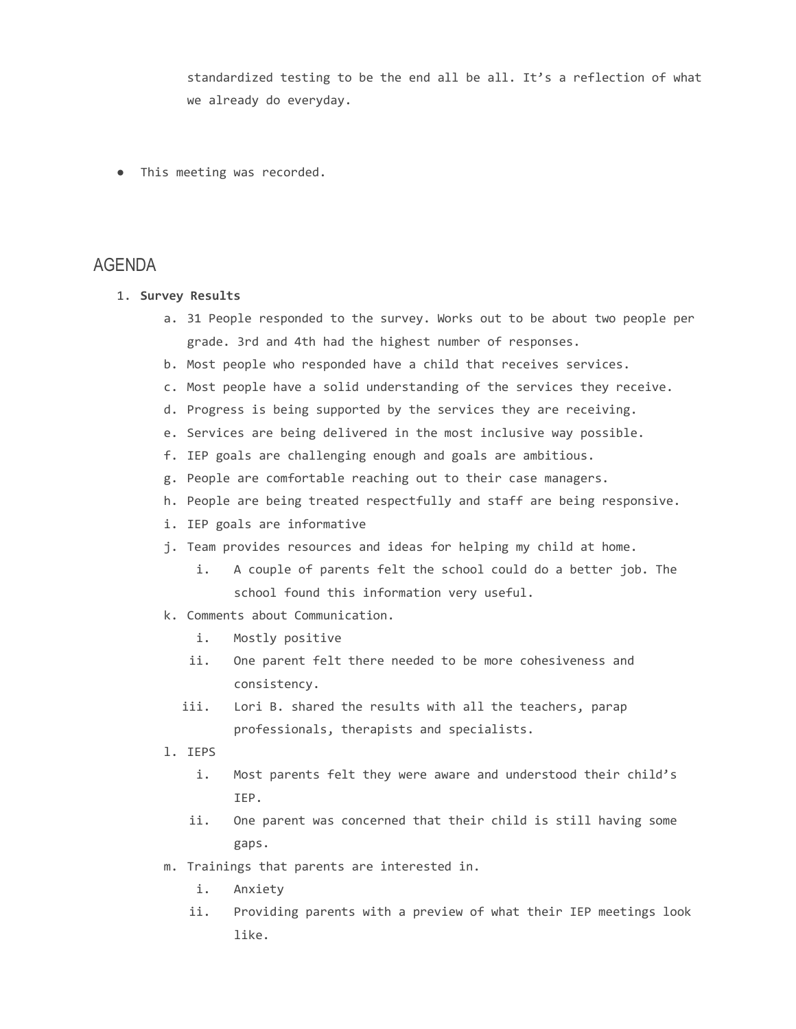standardized testing to be the end all be all. It's a reflection of what we already do everyday.

- This meeting was recorded.

## AGENDA

1. **Survey Results**
    a. 31 People responded to the survey. Works out to be about two people per grade. 3rd and 4th had the highest number of responses.
    b. Most people who responded have a child that receives services.
    c. Most people have a solid understanding of the services they receive.
    d. Progress is being supported by the services they are receiving.
    e. Services are being delivered in the most inclusive way possible.
    f. IEP goals are challenging enough and goals are ambitious.
    g. People are comfortable reaching out to their case managers.
    h. People are being treated respectfully and staff are being responsive.
    i. IEP goals are informative
    j. Team provides resources and ideas for helping my child at home.
        i. A couple of parents felt the school could do a better job. The school found this information very useful.
    k. Comments about Communication.
        i. Mostly positive
        ii. One parent felt there needed to be more cohesiveness and consistency.
        iii. Lori B. shared the results with all the teachers, parap professionals, therapists and specialists.
    l. IEPS
        i. Most parents felt they were aware and understood their child's IEP.
        ii. One parent was concerned that their child is still having some gaps.
    m. Trainings that parents are interested in.
        i. Anxiety
        ii. Providing parents with a preview of what their IEP meetings look like.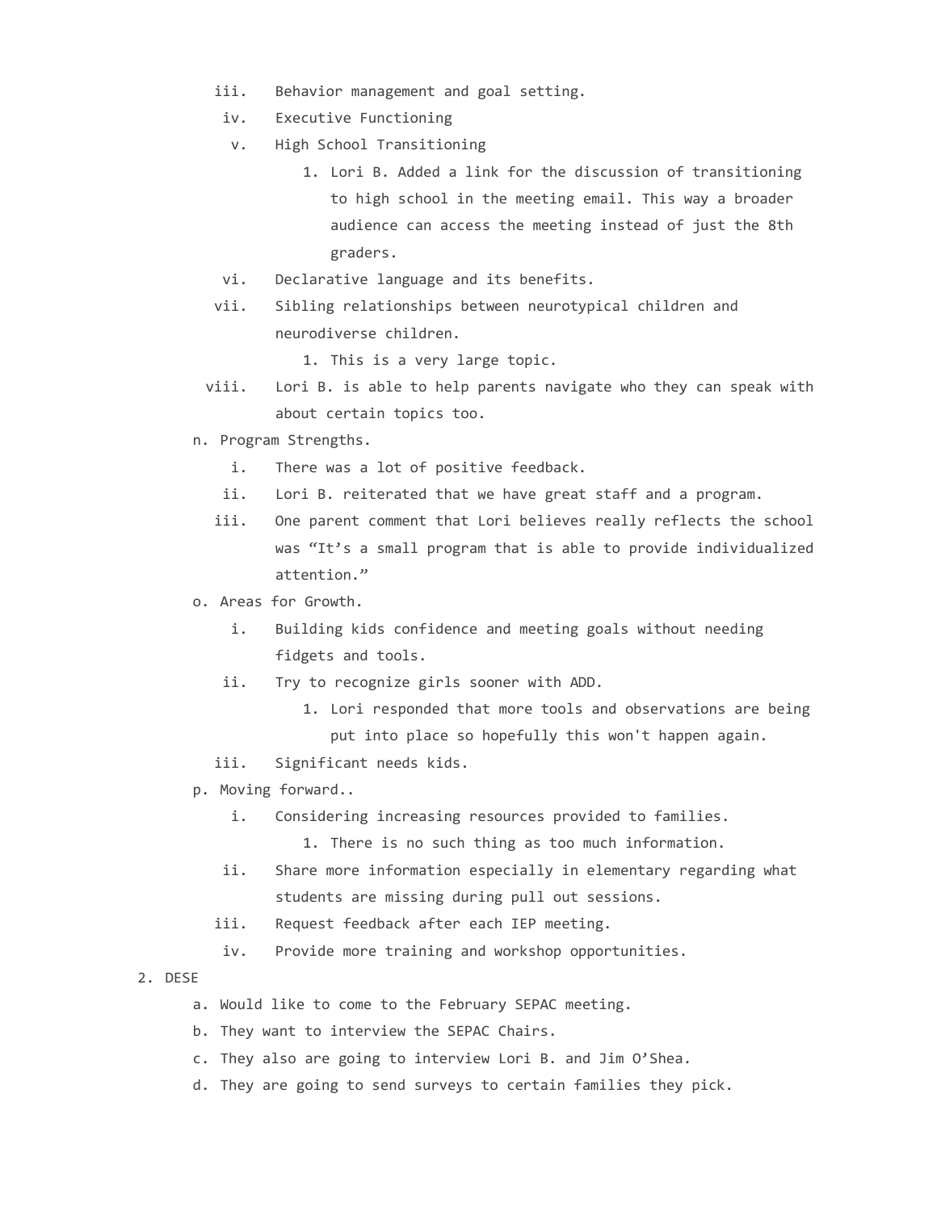iii. Behavior management and goal setting.

   iv. Executive Functioning

   v. High School Transitioning

      1. Lori B. Added a link for the discussion of transitioning to high school in the meeting email. This way a broader audience can access the meeting instead of just the 8th graders.

   vi. Declarative language and its benefits.

   vii. Sibling relationships between neurotypical children and neurodiverse children.

      1. This is a very large topic.

   viii. Lori B. is able to help parents navigate who they can speak with about certain topics too.

n. Program Strengths.

   i. There was a lot of positive feedback.

   ii. Lori B. reiterated that we have great staff and a program.

   iii. One parent comment that Lori believes really reflects the school was "It's a small program that is able to provide individualized attention."

o. Areas for Growth.

   i. Building kids confidence and meeting goals without needing fidgets and tools.

   ii. Try to recognize girls sooner with ADD.

      1. Lori responded that more tools and observations are being put into place so hopefully this won't happen again.

   iii. Significant needs kids.

p. Moving forward..

   i. Considering increasing resources provided to families.

      1. There is no such thing as too much information.

   ii. Share more information especially in elementary regarding what students are missing during pull out sessions.

   iii. Request feedback after each IEP meeting.

   iv. Provide more training and workshop opportunities.

2. DESE

   a. Would like to come to the February SEPAC meeting.

   b. They want to interview the SEPAC Chairs.

   c. They also are going to interview Lori B. and Jim O'Shea.

   d. They are going to send surveys to certain families they pick.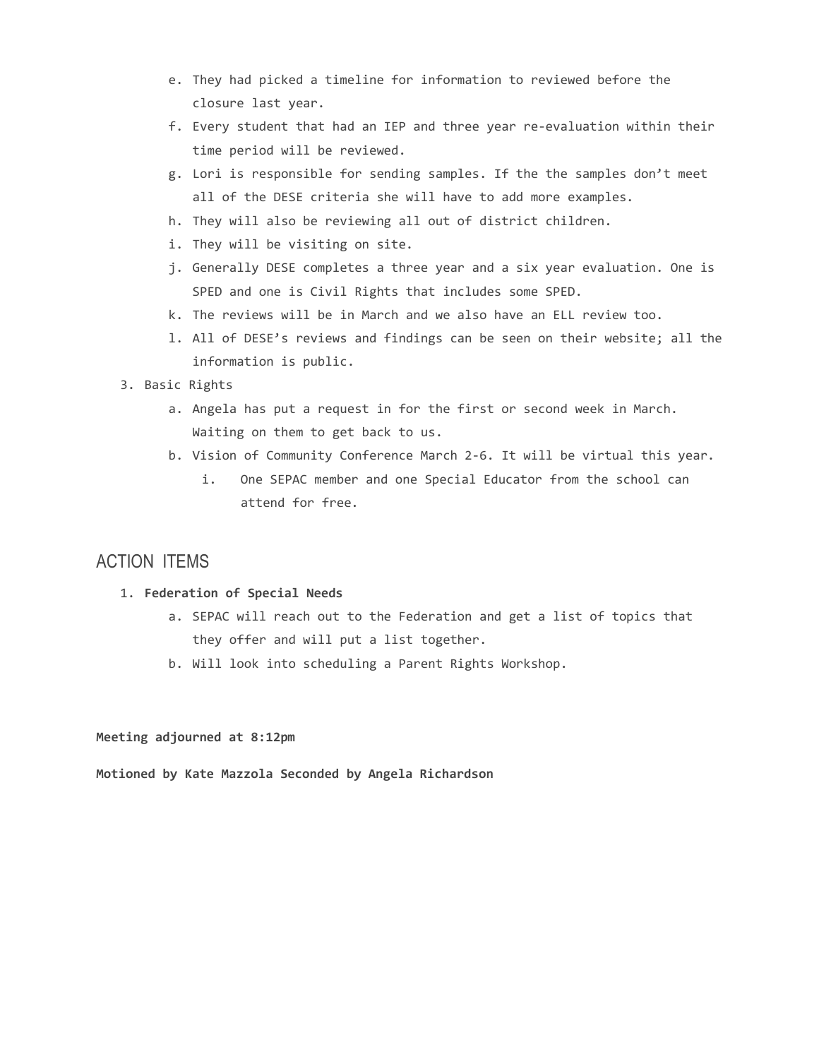e. They had picked a timeline for information to reviewed before the closure last year.
f. Every student that had an IEP and three year re-evaluation within their time period will be reviewed.
g. Lori is responsible for sending samples. If the the samples don't meet all of the DESE criteria she will have to add more examples.
h. They will also be reviewing all out of district children.
i. They will be visiting on site.
j. Generally DESE completes a three year and a six year evaluation. One is SPED and one is Civil Rights that includes some SPED.
k. The reviews will be in March and we also have an ELL review too.
l. All of DESE's reviews and findings can be seen on their website; all the information is public.

3. Basic Rights
   a. Angela has put a request in for the first or second week in March. Waiting on them to get back to us.
   b. Vision of Community Conference March 2-6. It will be virtual this year.
      i. One SEPAC member and one Special Educator from the school can attend for free.

## ACTION ITEMS

1. **Federation of Special Needs**
   a. SEPAC will reach out to the Federation and get a list of topics that they offer and will put a list together.
   b. Will look into scheduling a Parent Rights Workshop.

**Meeting adjourned at 8:12pm**

**Motioned by Kate Mazzola Seconded by Angela Richardson**